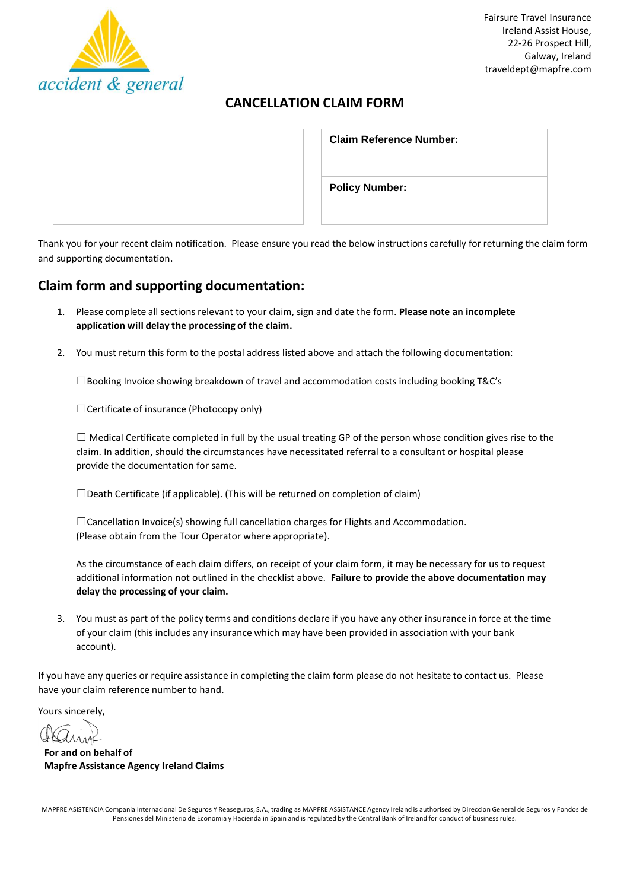accident & general

Fairsure Travel Insurance
Ireland Assist House,
22-26 Prospect Hill,
Galway, Ireland
traveldept@mapfre.com

# CANCELLATION CLAIM FORM

| | Claim Reference Number: |
|---|---|
| | Policy Number: |

Thank you for your recent claim notification. Please ensure you read the below instructions carefully for returning the claim form and supporting documentation.

## Claim form and supporting documentation:

1. Please complete all sections relevant to your claim, sign and date the form. **Please note an incomplete application will delay the processing of the claim.**

2. You must return this form to the postal address listed above and attach the following documentation:

   ☐Booking Invoice showing breakdown of travel and accommodation costs including booking T&C's

   ☐Certificate of insurance (Photocopy only)

   ☐ Medical Certificate completed in full by the usual treating GP of the person whose condition gives rise to the claim. In addition, should the circumstances have necessitated referral to a consultant or hospital please provide the documentation for same.

   ☐Death Certificate (if applicable). (This will be returned on completion of claim)

   ☐Cancellation Invoice(s) showing full cancellation charges for Flights and Accommodation. (Please obtain from the Tour Operator where appropriate).

   As the circumstance of each claim differs, on receipt of your claim form, it may be necessary for us to request additional information not outlined in the checklist above. **Failure to provide the above documentation may delay the processing of your claim.**

3. You must as part of the policy terms and conditions declare if you have any other insurance in force at the time of your claim (this includes any insurance which may have been provided in association with your bank account).

If you have any queries or require assistance in completing the claim form please do not hesitate to contact us. Please have your claim reference number to hand.

Yours sincerely,

**For and on behalf of**
**Mapfre Assistance Agency Ireland Claims**

MAPFRE ASISTENCIA Compania Internacional De Seguros Y Reaseguros, S.A., trading as MAPFRE ASSISTANCE Agency Ireland is authorised by Direccion General de Seguros y Fondos de Pensiones del Ministerio de Economia y Hacienda in Spain and is regulated by the Central Bank of Ireland for conduct of business rules.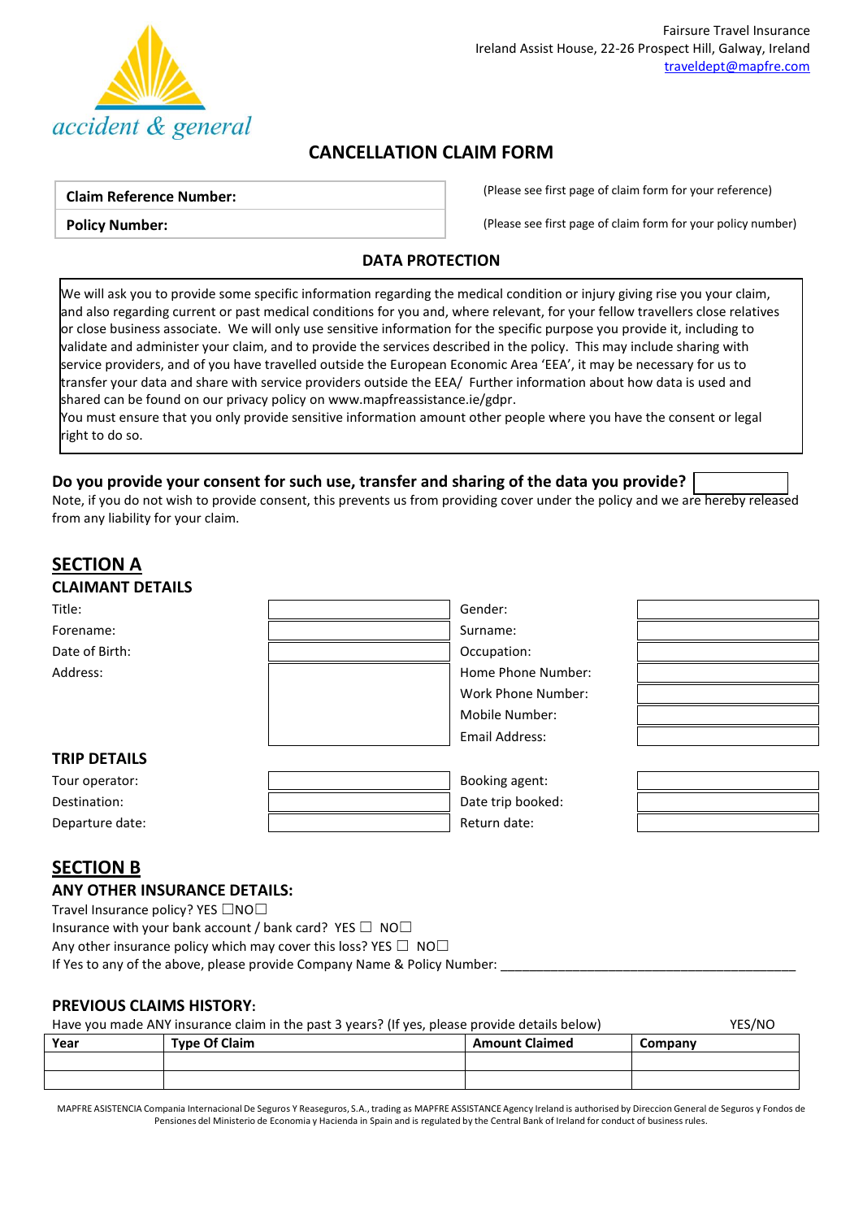accident & general

Fairsure Travel Insurance
Ireland Assist House, 22-26 Prospect Hill, Galway, Ireland
traveldept@mapfre.com

# CANCELLATION CLAIM FORM

| **Claim Reference Number:** | | (Please see first page of claim form for your reference) |
|---|---|---|
| **Policy Number:** | | (Please see first page of claim form for your policy number) |

## DATA PROTECTION

We will ask you to provide some specific information regarding the medical condition or injury giving rise you your claim, and also regarding current or past medical conditions for you and, where relevant, for your fellow travellers close relatives or close business associate. We will only use sensitive information for the specific purpose you provide it, including to validate and administer your claim, and to provide the services described in the policy. This may include sharing with service providers, and of you have travelled outside the European Economic Area 'EEA', it may be necessary for us to transfer your data and share with service providers outside the EEA/ Further information about how data is used and shared can be found on our privacy policy on www.mapfreassistance.ie/gdpr.
You must ensure that you only provide sensitive information amount other people where you have the consent or legal right to do so.

**Do you provide your consent for such use, transfer and sharing of the data you provide?** ☐

Note, if you do not wish to provide consent, this prevents us from providing cover under the policy and we are hereby released from any liability for your claim.

## SECTION A

### CLAIMANT DETAILS

| | | | |
|---|---|---|---|
| Title: | | Gender: | |
| Forename: | | Surname: | |
| Date of Birth: | | Occupation: | |
| Address: | | Home Phone Number: | |
| | | Work Phone Number: | |
| | | Mobile Number: | |
| | | Email Address: | |

### TRIP DETAILS

| | | | |
|---|---|---|---|
| Tour operator: | | Booking agent: | |
| Destination: | | Date trip booked: | |
| Departure date: | | Return date: | |

## SECTION B

### ANY OTHER INSURANCE DETAILS:

Travel Insurance policy? YES ☐NO☐
Insurance with your bank account / bank card? YES ☐ NO☐
Any other insurance policy which may cover this loss? YES ☐ NO☐
If Yes to any of the above, please provide Company Name & Policy Number: ____________________________________________

### PREVIOUS CLAIMS HISTORY:

Have you made ANY insurance claim in the past 3 years? (If yes, please provide details below) YES/NO

| Year | Type Of Claim | Amount Claimed | Company |
|---|---|---|---|
| | | | |
| | | | |

MAPFRE ASISTENCIA Compania Internacional De Seguros Y Reaseguros, S.A., trading as MAPFRE ASSISTANCE Agency Ireland is authorised by Direccion General de Seguros y Fondos de Pensiones del Ministerio de Economia y Hacienda in Spain and is regulated by the Central Bank of Ireland for conduct of business rules.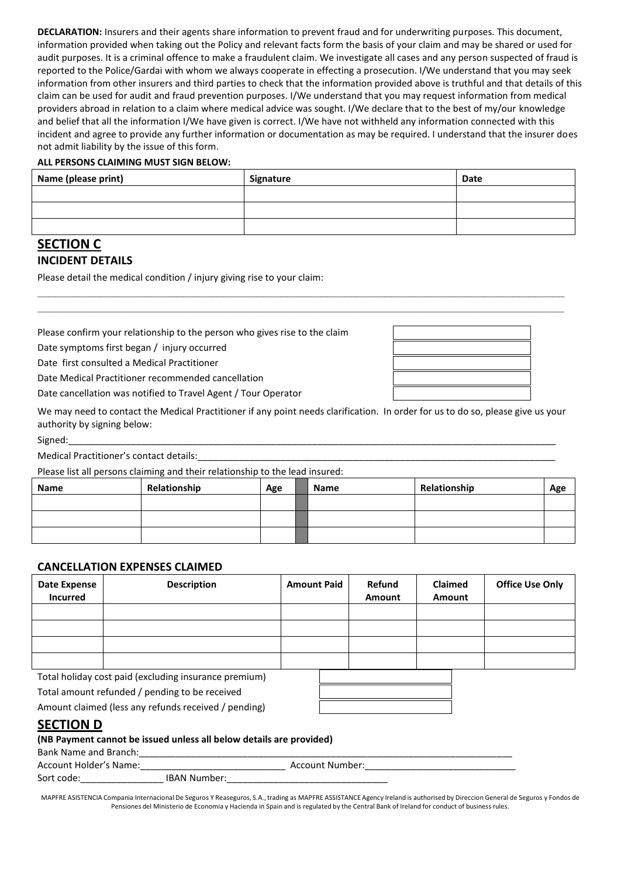**DECLARATION:** Insurers and their agents share information to prevent fraud and for underwriting purposes. This document, information provided when taking out the Policy and relevant facts form the basis of your claim and may be shared or used for audit purposes. It is a criminal offence to make a fraudulent claim. We investigate all cases and any person suspected of fraud is reported to the Police/Gardai with whom we always cooperate in effecting a prosecution. I/We understand that you may seek information from other insurers and third parties to check that the information provided above is truthful and that details of this claim can be used for audit and fraud prevention purposes. I/We understand that you may request information from medical providers abroad in relation to a claim where medical advice was sought. I/We declare that to the best of my/our knowledge and belief that all the information I/We have given is correct. I/We have not withheld any information connected with this incident and agree to provide any further information or documentation as may be required. I understand that the insurer does not admit liability by the issue of this form.

**ALL PERSONS CLAIMING MUST SIGN BELOW:**

| Name (please print) | Signature | Date |
|---|---|---|
| | | |
| | | |
| | | |

## SECTION C

### INCIDENT DETAILS

Please detail the medical condition / injury giving rise to your claim:

_______________________________________________________________________________________________

_______________________________________________________________________________________________

| | |
|---|---|
| Please confirm your relationship to the person who gives rise to the claim | |
| Date symptoms first began / injury occurred | |
| Date first consulted a Medical Practitioner | |
| Date Medical Practitioner recommended cancellation | |
| Date cancellation was notified to Travel Agent / Tour Operator | |

We may need to contact the Medical Practitioner if any point needs clarification. In order for us to do so, please give us your authority by signing below:

Signed:_______________________________________________________________________________________

Medical Practitioner's contact details:_________________________________________________________________

Please list all persons claiming and their relationship to the lead insured:

| Name | Relationship | Age | | Name | Relationship | Age |
|---|---|---|---|---|---|---|
| | | | | | | |
| | | | | | | |
| | | | | | | |

### CANCELLATION EXPENSES CLAIMED

| Date Expense Incurred | Description | Amount Paid | Refund Amount | Claimed Amount | Office Use Only |
|---|---|---|---|---|---|
| | | | | | |
| | | | | | |
| | | | | | |
| | | | | | |

| | |
|---|---|
| Total holiday cost paid (excluding insurance premium) | |
| Total amount refunded / pending to be received | |
| Amount claimed (less any refunds received / pending) | |

## SECTION D

**(NB Payment cannot be issued unless all below details are provided)**

Bank Name and Branch:_____________________________________________________________________

Account Holder's Name:____________________________ Account Number:_____________________________

Sort code:________________ IBAN Number:_______________________________

MAPFRE ASISTENCIA Compania Internacional De Seguros Y Reaseguros, S.A., trading as MAPFRE ASSISTANCE Agency Ireland is authorised by Direccion General de Seguros y Fondos de Pensiones del Ministerio de Economia y Hacienda in Spain and is regulated by the Central Bank of Ireland for conduct of business rules.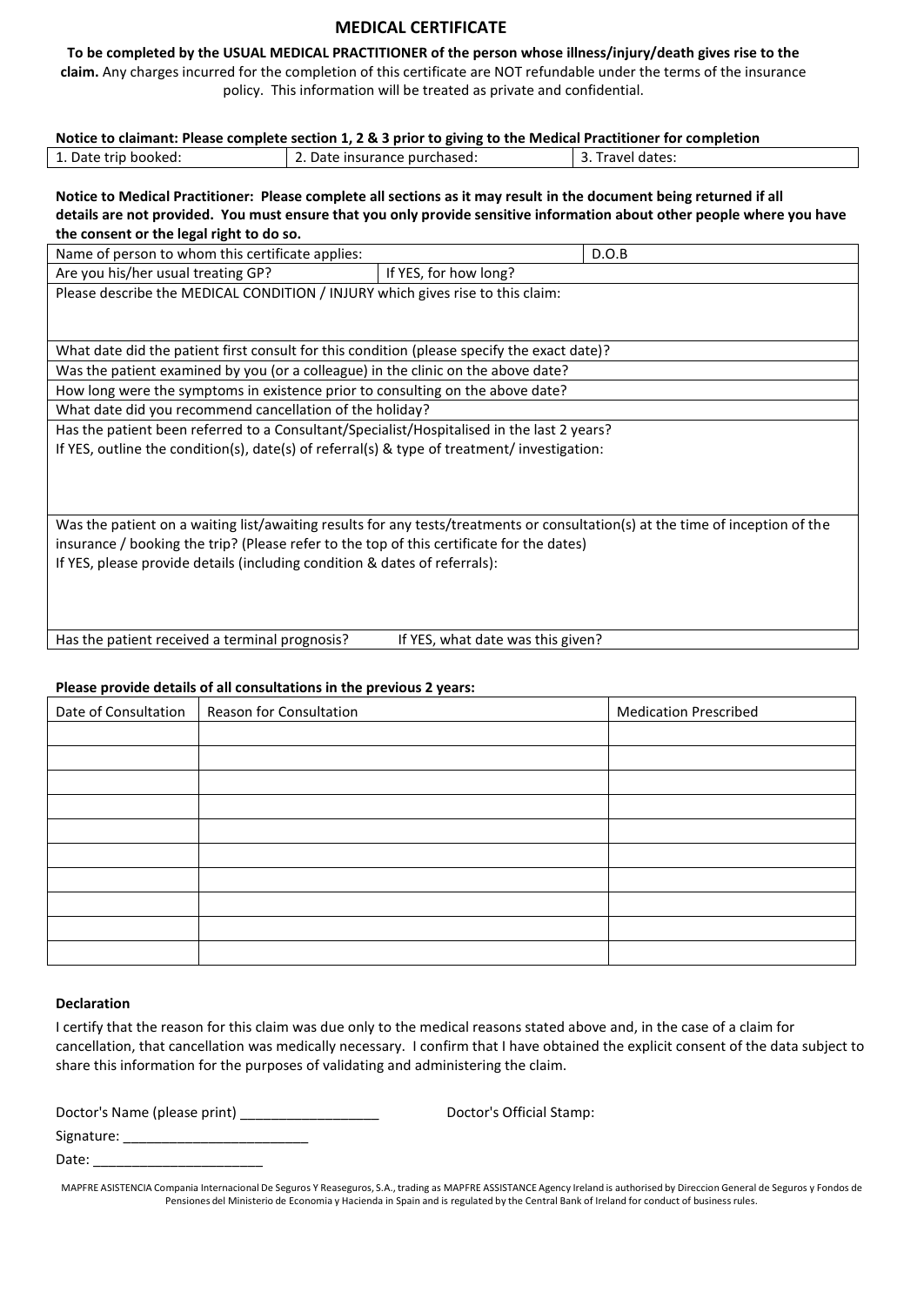# MEDICAL CERTIFICATE

**To be completed by the USUAL MEDICAL PRACTITIONER of the person whose illness/injury/death gives rise to the claim.** Any charges incurred for the completion of this certificate are NOT refundable under the terms of the insurance policy. This information will be treated as private and confidential.

**Notice to claimant: Please complete section 1, 2 & 3 prior to giving to the Medical Practitioner for completion**

| 1. Date trip booked: | 2. Date insurance purchased: | 3. Travel dates: |
|---|---|---|

**Notice to Medical Practitioner: Please complete all sections as it may result in the document being returned if all details are not provided. You must ensure that you only provide sensitive information about other people where you have the consent or the legal right to do so.**

| | | |
|---|---|---|
| Name of person to whom this certificate applies: | | D.O.B |
| Are you his/her usual treating GP? | If YES, for how long? | |
| Please describe the MEDICAL CONDITION / INJURY which gives rise to this claim: | | |
| What date did the patient first consult for this condition (please specify the exact date)? | | |
| Was the patient examined by you (or a colleague) in the clinic on the above date? | | |
| How long were the symptoms in existence prior to consulting on the above date? | | |
| What date did you recommend cancellation of the holiday? | | |
| Has the patient been referred to a Consultant/Specialist/Hospitalised in the last 2 years? If YES, outline the condition(s), date(s) of referral(s) & type of treatment/ investigation: | | |
| Was the patient on a waiting list/awaiting results for any tests/treatments or consultation(s) at the time of inception of the insurance / booking the trip? (Please refer to the top of this certificate for the dates) If YES, please provide details (including condition & dates of referrals): | | |
| Has the patient received a terminal prognosis? | If YES, what date was this given? | |

**Please provide details of all consultations in the previous 2 years:**

| Date of Consultation | Reason for Consultation | Medication Prescribed |
|---|---|---|
| | | |
| | | |
| | | |
| | | |
| | | |
| | | |
| | | |
| | | |
| | | |
| | | |

**Declaration**

I certify that the reason for this claim was due only to the medical reasons stated above and, in the case of a claim for cancellation, that cancellation was medically necessary. I confirm that I have obtained the explicit consent of the data subject to share this information for the purposes of validating and administering the claim.

Doctor's Name (please print) ________________ Doctor's Official Stamp:

Signature: ______________________

Date: ____________________

MAPFRE ASISTENCIA Compania Internacional De Seguros Y Reaseguros, S.A., trading as MAPFRE ASSISTANCE Agency Ireland is authorised by Direccion General de Seguros y Fondos de Pensiones del Ministerio de Economia y Hacienda in Spain and is regulated by the Central Bank of Ireland for conduct of business rules.